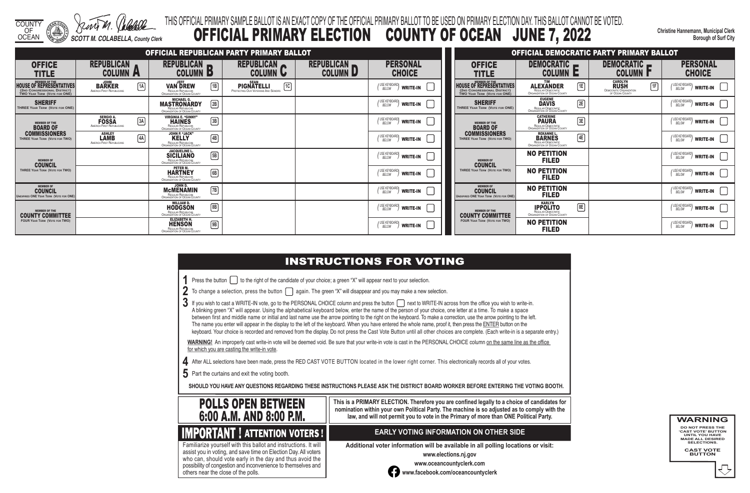COUNTY OF OCEAN

SCOTT M. COLABELLA, County Clerk

THIS OFFICIAL PRIMARY SAMPLE BALLOT IS AN EXACT COPY OF THE OFFICIAL PRIMARY BALLOT TO BE USED ON PRIMARY ELECTION DAY. THIS BALLOT CANNOT BE VOTED.

# OFFICIAL PRIMARY ELECTION COUNTY OF OCEAN JUNE 7, 2022

**Christine Hannemann, Municipal Clerk**
**Borough of Surf City**

## OFFICIAL REPUBLICAN PARTY PRIMARY BALLOT

| OFFICE TITLE | REPUBLICAN COLUMN A | REPUBLICAN COLUMN B | REPUBLICAN COLUMN C | REPUBLICAN COLUMN D | PERSONAL CHOICE |
|---|---|---|---|---|---|
| MEMBER OF THE HOUSE OF REPRESENTATIVES (2ND CONGRESSIONAL DISTRICT) TWO YEAR TERM (VOTE FOR ONE) | JOHN BARKER America First Republicans 1A | JEFF VAN DREW Regular Republican Organization of Ocean County 1B | SEAN PIGNATELLI Protecting Our Veterans And Seniors 1C | | (USE KEYBOARD BELOW) WRITE-IN |
| SHERIFF THREE YEAR TERM (VOTE FOR ONE) | | MICHAEL G. MASTRONARDY Regular Republican Organization of Ocean County 2B | | | (USE KEYBOARD BELOW) WRITE-IN |
| MEMBER OF THE BOARD OF COMMISSIONERS THREE YEAR TERM (VOTE FOR TWO) | SERGIO A. FOSSA America First Republicans 3A | VIRGINIA E. "GINNY" HAINES Regular Republican Organization of Ocean County 3B | | | (USE KEYBOARD BELOW) WRITE-IN |
| | ASHLEY LAMB America First Republicans 4A | JOHN P. "JACK" KELLY Regular Republican Organization of Ocean County 4B | | | (USE KEYBOARD BELOW) WRITE-IN |
| MEMBER OF COUNCIL THREE YEAR TERM (VOTE FOR TWO) | | JACQUELINE L. SICILIANO Regular Republican Organization of Ocean County 5B | | | (USE KEYBOARD BELOW) WRITE-IN |
| | | PETER M. HARTNEY Regular Republican Organization of Ocean County 6B | | | (USE KEYBOARD BELOW) WRITE-IN |
| MEMBER OF COUNCIL UNEXPIRED ONE YEAR TERM (VOTE FOR ONE) | | JOHN D. McMENAMIN Regular Republican Organization of Ocean County 7B | | | (USE KEYBOARD BELOW) WRITE-IN |
| MEMBER OF THE COUNTY COMMITTEE FOUR YEAR TERM (VOTE FOR TWO) | | WILLIAM D. HODGSON Regular Republican Organization of Ocean County 8B | | | (USE KEYBOARD BELOW) WRITE-IN |
| | | ELIZABETH H. HENSON Regular Republican Organization of Ocean County 9B | | | (USE KEYBOARD BELOW) WRITE-IN |

## OFFICIAL DEMOCRATIC PARTY PRIMARY BALLOT

| OFFICE TITLE | DEMOCRATIC COLUMN E | DEMOCRATIC COLUMN F | PERSONAL CHOICE |
|---|---|---|---|
| MEMBER OF THE HOUSE OF REPRESENTATIVES (2ND CONGRESSIONAL DISTRICT) TWO YEAR TERM (VOTE FOR ONE) | TIM ALEXANDER Regular Democratic Organization of Ocean County 1E | CAROLYN RUSH Democratic Organization of Ocean County 1F | (USE KEYBOARD BELOW) WRITE-IN |
| SHERIFF THREE YEAR TERM (VOTE FOR ONE) | EUGENE DAVIS Regular Democratic Organization of Ocean County 2E | | (USE KEYBOARD BELOW) WRITE-IN |
| MEMBER OF THE BOARD OF COMMISSIONERS THREE YEAR TERM (VOTE FOR TWO) | CATHERINE PAURA Regular Democratic Organization of Ocean County 3E | | (USE KEYBOARD BELOW) WRITE-IN |
| | ROXANNE L. BARNES Regular Democratic Organization of Ocean County 4E | | (USE KEYBOARD BELOW) WRITE-IN |
| MEMBER OF COUNCIL THREE YEAR TERM (VOTE FOR TWO) | NO PETITION FILED | | (USE KEYBOARD BELOW) WRITE-IN |
| | NO PETITION FILED | | (USE KEYBOARD BELOW) WRITE-IN |
| MEMBER OF COUNCIL UNEXPIRED ONE YEAR TERM (VOTE FOR ONE) | NO PETITION FILED | | (USE KEYBOARD BELOW) WRITE-IN |
| MEMBER OF THE COUNTY COMMITTEE FOUR YEAR TERM (VOTE FOR TWO) | KARLYN IPPOLITO Regular Democratic Organization of Ocean County 8E | | (USE KEYBOARD BELOW) WRITE-IN |
| | NO PETITION FILED | | (USE KEYBOARD BELOW) WRITE-IN |

## INSTRUCTIONS FOR VOTING

1. Press the button to the right of the candidate of your choice; a green "X" will appear next to your selection.
2. To change a selection, press the button again. The green "X" will disappear and you may make a new selection.
3. If you wish to cast a WRITE-IN vote, go to the PERSONAL CHOICE column and press the button next to WRITE-IN across from the office you wish to write-in. A blinking green "X" will appear. Using the alphabetical keyboard below, enter the name of the person of your choice, one letter at a time. To make a space between first and middle name or initial and last name use the arrow pointing to the right on the keyboard. To make a correction, use the arrow pointing to the left. The name you enter will appear in the display to the left of the keyboard. When you have entered the whole name, proof it, then press the ENTER button on the keyboard. Your choice is recorded and removed from the display. Do not press the Cast Vote Button until all other choices are complete. (Each write-in is a separate entry.)

**WARNING!** An improperly cast write-in vote will be deemed void. Be sure that your write-in vote is cast in the PERSONAL CHOICE column on the same line as the office for which you are casting the write-in vote.

4. After ALL selections have been made, press the RED CAST VOTE BUTTON located in the lower right corner. This electronically records all of your votes.
5. Part the curtains and exit the voting booth.

**SHOULD YOU HAVE ANY QUESTIONS REGARDING THESE INSTRUCTIONS PLEASE ASK THE DISTRICT BOARD WORKER BEFORE ENTERING THE VOTING BOOTH.**

## POLLS OPEN BETWEEN 6:00 A.M. AND 8:00 P.M.

**This is a PRIMARY ELECTION. Therefore you are confined legally to a choice of candidates for nomination within your own Political Party. The machine is so adjusted as to comply with the law, and will not permit you to vote in the Primary of more than ONE Political Party.**

## IMPORTANT ! ATTENTION VOTERS !

Familiarize yourself with this ballot and instructions. It will assist you in voting, and save time on Election Day. All voters who can, should vote early in the day and thus avoid the possibility of congestion and inconvenience to themselves and others near the close of the polls.

## EARLY VOTING INFORMATION ON OTHER SIDE

**Additional voter information will be available in all polling locations or visit:**

**www.elections.nj.gov**

**www.oceancountyclerk.com**

**www.facebook.com/oceancountyclerk**

**WARNING**

**DO NOT PRESS THE 'CAST VOTE' BUTTON UNTIL YOU HAVE MADE ALL DESIRED SELECTIONS.**

**CAST VOTE BUTTON**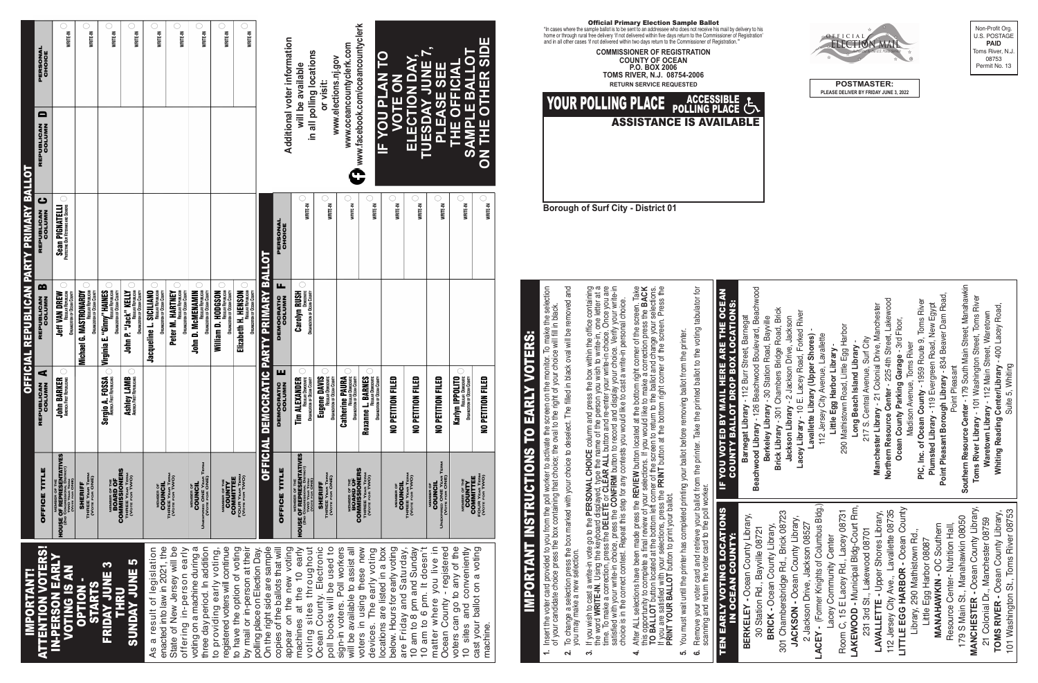# OFFICIAL REPUBLICAN PARTY PRIMARY BALLOT

| OFFICE TITLE | REPUBLICAN COLUMN A | REPUBLICAN COLUMN B | REPUBLICAN COLUMN C | REPUBLICAN COLUMN D | PERSONAL CHOICE |
|---|---|---|---|---|---|
| MEMBER OF THE HOUSE OF REPRESENTATIVES (3RD CONGRESSIONAL DISTRICT) (VOTE FOR ONE) | John BARKER — America First Republicans | Jeff VAN DREW — Regular Republican Organization of Ocean County | Sean PIGNATELLI — Protecting Our Veterans and Seniors | | WRITE-IN |
| SHERIFF THREE YEAR TERM (VOTE FOR ONE) | | Michael G. MASTRONARDY — Regular Republican Organization of Ocean County | | | WRITE-IN |
| MEMBER OF THE BOARD OF COMMISSIONERS THREE YEAR TERM (VOTE FOR TWO) | Sergio A. FOSSA — America First Republicans | Virginia E. "Ginny" HAINES — Regular Republican Organization of Ocean County | | | WRITE-IN |
| | Ashley LAMB — America First Republicans | John P. "Jack" KELLY — Regular Republican Organization of Ocean County | | | WRITE-IN |
| MEMBER OF COUNCIL THREE YEAR TERM (VOTE FOR TWO) | | Jacqueline L. SICILIANO — Regular Republican Organization of Ocean County | | | WRITE-IN |
| | | Peter M. HARTNEY — Regular Republican | | | WRITE-IN |
| MEMBER OF COUNCIL UNEXPIRED ONE YEAR TERM (VOTE FOR ONE) | | John D. McMENAMIN — Regular Republican Organization of Ocean County | | | WRITE-IN |
| MEMBER OF THE COUNTY COMMITTEE FOUR YEAR TERM (VOTE FOR TWO) | | William D. HODGSON — Regular Republican Organization of Ocean County | | | WRITE-IN |
| | | Elizabeth H. HENSON — Regular Republican Organization of Ocean County | | | WRITE-IN |

# OFFICIAL DEMOCRATIC PARTY PRIMARY BALLOT

| OFFICE TITLE | DEMOCRATIC COLUMN E | DEMOCRATIC COLUMN F | PERSONAL CHOICE |
|---|---|---|---|
| MEMBER OF THE HOUSE OF REPRESENTATIVES (3RD CONGRESSIONAL DISTRICT) (VOTE FOR ONE) | Tim ALEXANDER — Regular Democratic Organization of Ocean County | Carolyn RUSH — Democratic Organization of Ocean County | WRITE-IN |
| SHERIFF THREE YEAR TERM (VOTE FOR ONE) | Eugene DAVIS — Regular Democratic Organization of Ocean County | | WRITE-IN |
| MEMBER OF THE BOARD OF COMMISSIONERS THREE YEAR TERM (VOTE FOR TWO) | Catherine PAURA — Regular Democratic Organization of Ocean County | | WRITE-IN |
| | Roxanne L. BARNES — Regular Democratic Organization of Ocean County | | WRITE-IN |
| MEMBER OF COUNCIL THREE YEAR TERM (VOTE FOR TWO) | NO PETITION FILED | | WRITE-IN |
| | NO PETITION FILED | | WRITE-IN |
| MEMBER OF COUNCIL UNEXPIRED ONE YEAR TERM (VOTE FOR ONE) | NO PETITION FILED | | WRITE-IN |
| MEMBER OF THE COUNTY COMMITTEE FOUR YEAR TERM (VOTE FOR TWO) | Karlyn IPPOLITO — Regular Democratic Organization of Ocean County | | WRITE-IN |
| | NO PETITION FILED | | WRITE-IN |

## IMPORTANT! ATTENTION VOTERS! IN-PERSON EARLY VOTING IS AN OPTION - STARTS FRIDAY JUNE 3 THRU SUNDAY JUNE 5

As a result of legislation enacted into law in 2021, the State of New Jersey will be offering in-person early voting on a machine during a three day period. In addition to providing early voting, registered voters will continue to have the option of voting by mail or in-person at their polling place on Election Day. On the right side are sample copies of the ballots that will appear on the new voting machines at the 10 early voting sites throughout Ocean County. Electronic poll books will be used to sign-in voters. Poll workers will be available to assist all voters in using these new devices. The early voting locations are listed in a box below. Hours for early voting are Friday and Saturday, 10 am to 8 pm and Sunday 10 am to 6 pm. It doesn't matter where you live in Ocean County - registered voters can go to any of the 10 sites and conveniently cast your ballot on a voting machine.

Additional voter information will be available in all polling locations or visit:
www.elections.nj.gov
www.oceancountyclerk.com
www.facebook.com/oceancountyclerk

**IF YOU PLAN TO VOTE ON ELECTION DAY, TUESDAY JUNE 7, PLEASE SEE THE OFFICIAL SAMPLE BALLOT ON THE OTHER SIDE**

## IMPORTANT INSTRUCTIONS TO EARLY VOTERS:

1. Insert the voter card provided to you from the poll worker to activate the screen on the monitor. To make the selection of your candidate choice press the box containing that choice; the oval to the right of your choice will fill in black.
2. To change a selection press the box marked with your choice to deselect. The filled in black oval will be removed and you may make a new selection.
3. If you wish to cast a write-in vote go to the **PERSONAL CHOICE** column and press the box within the office containing the word **WRITE-IN**. Using the keyboard displayed, type the name of the person you wish to write-in, one letter at a time. To make a correction, press the **DELETE** or **CLEAR ALL** button and re-enter your write-in choice. Once you are satisfied with your write-in choice, press the **CONFIRM** button to record and display your choice. Verify your write-in choice is in the correct contest. Repeat this step for any contests you would like to cast a write-in personal choice.
4. After ALL selections have been made press the **REVIEW** button located at the bottom right corner of the screen. Take this opportunity to complete a final review of your selections. If you would like to make a correction press the **BACK TO BALLOT** button located at the bottom left corner of the screen to return to the ballot and change your selections. If you are satisfied with your selections, press the **PRINT** button at the bottom right corner of the screen. Press the **PRINT YOUR BALLOT** button to print your ballot.
5. You must wait until the printer has completed printing your ballot before removing ballot from the printer.
6. Remove your voter card and retrieve your ballot from the printer. Take the printed ballot to the voting tabulator for scanning and return the voter card to the poll worker.

### TEN EARLY VOTING LOCATIONS IN OCEAN COUNTY:

**BERKELEY** - Ocean County Library, 30 Station Rd., Bayville 08721
**BRICK** - Ocean County Library, 301 Chambersbridge Rd., Brick 08723
**JACKSON** - Ocean County Library, 2 Jackson Drive, Jackson 08527
**LACEY** - (Former Knights of Columbus Bldg.) Lacey Community Center Room C, 15 E Lacey Rd., Lacey 08731
**LAKEWOOD** - Municipal Bldg-Court Rm, 231 3rd St., Lakewood 08701
**LAVALLETTE** - Upper Shores Library, 112 Jersey City Ave., Lavallette 08735
**LITTLE EGG HARBOR** - Ocean County Library, 290 Mathistown Rd., Little Egg Harbor 08087
**MANAHAWKIN** - OC Southern Resource Center- Nutrition Hall, 179 S Main St., Manahawkin 08050
**MANCHESTER** - Ocean County Library, 21 Colonial Dr., Manchester 08759
**TOMS RIVER** - Ocean County Library, 101 Washington St., Toms River 08753

### IF YOU VOTED BY MAIL HERE ARE THE OCEAN COUNTY BALLOT DROP BOX LOCATIONS:

**Barnegat Library** - 112 Burr Street, Barnegat
**Beachwood Library** - 126 Beachwood Boulevard, Beachwood
**Berkeley Library** - 30 Station Road, Bayville
**Brick Library** - 301 Chambers Bridge Road, Brick
**Jackson Library** - 2 Jackson Drive, Jackson
**Lacey Library** - 10 E. Lacey Road, Forked River
**Lavallette Library (Upper Shores)** - 112 Jersey City Avenue, Lavallette
**Little Egg Harbor Library** - 290 Mathistown Road, Little Egg Harbor
**Long Beach Island Library** - 217 S. Central Avenue, Surf City
**Manchester Library** - 21 Colonial Drive, Manchester
**Northern Resource Center** - 225 4th Street, Lakewood
**Ocean County Parking Garage** - 3rd Floor, Madison Avenue, Toms River
**PIC, Inc. of Ocean County** - 1959 Route 9, Toms River
**Plumsted Library** - 119 Evergreen Road, New Egypt
**Point Pleasant Borough Library** - 834 Beaver Dam Road, Point Pleasant
**Southern Resource Center** - 179 South Main Street, Manahawkin
**Toms River Library** - 101 Washington Street, Toms River
**Waretown Library** - 112 Main Street, Waretown
**Whiting Reading Center/Library** - 400 Lacey Road, Suite 5, Whiting

**Official Primary Election Sample Ballot**

"In cases where the sample ballot is to be sent to an addressee who does not receive his mail by delivery to his home or through rural free delivery 'if not delivered within five days return to the Commissioner of Registration' and in all other cases 'if not delivered within two days return to the Commissioner of Registration.'"

**COMMISSIONER OF REGISTRATION**
**COUNTY OF OCEAN**
**P.O. BOX 2006**
**TOMS RIVER, N.J. 08754-2006**
**RETURN SERVICE REQUESTED**

OFFICIAL ELECTION MAIL

Non-Profit Org.
U.S. POSTAGE
**PAID**
Toms River, N.J.
08753
Permit No. 13

**POSTMASTER:**
PLEASE DELIVER BY FRIDAY JUNE 3, 2022

**YOUR POLLING PLACE** — ACCESSIBLE POLLING PLACE

**ASSISTANCE IS AVAILABLE**

Borough of Surf City - District 01